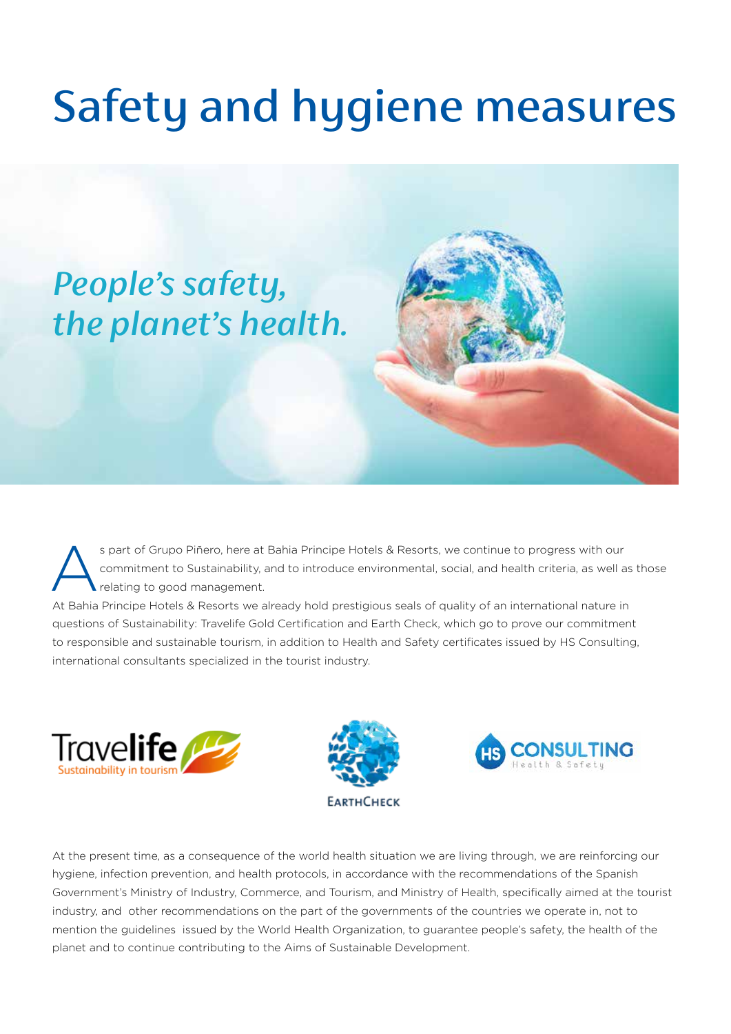# Safety and hygiene measures

*People's safety, the planet's health.*

As part of Grupo Piñero, here at Bahia Principe Hotels & Resorts, we continue to progress with our commitment to Sustainability, and to introduce environmental, social, and health criteria, as well as those relating to good management.

At Bahia Principe Hotels & Resorts we already hold prestigious seals of quality of an international nature in questions of Sustainability: Travelife Gold Certification and Earth Check, which go to prove our commitment to responsible and sustainable tourism, in addition to Health and Safety certificates issued by HS Consulting, international consultants specialized in the tourist industry.

At the present time, as a consequence of the world health situation we are living through, we are reinforcing our hygiene, infection prevention, and health protocols, in accordance with the recommendations of the Spanish Government's Ministry of Industry, Commerce, and Tourism, and Ministry of Health, specifically aimed at the tourist industry, and other recommendations on the part of the governments of the countries we operate in, not to mention the guidelines issued by the World Health Organization, to guarantee people's safety, the health of the planet and to continue contributing to the Aims of Sustainable Development.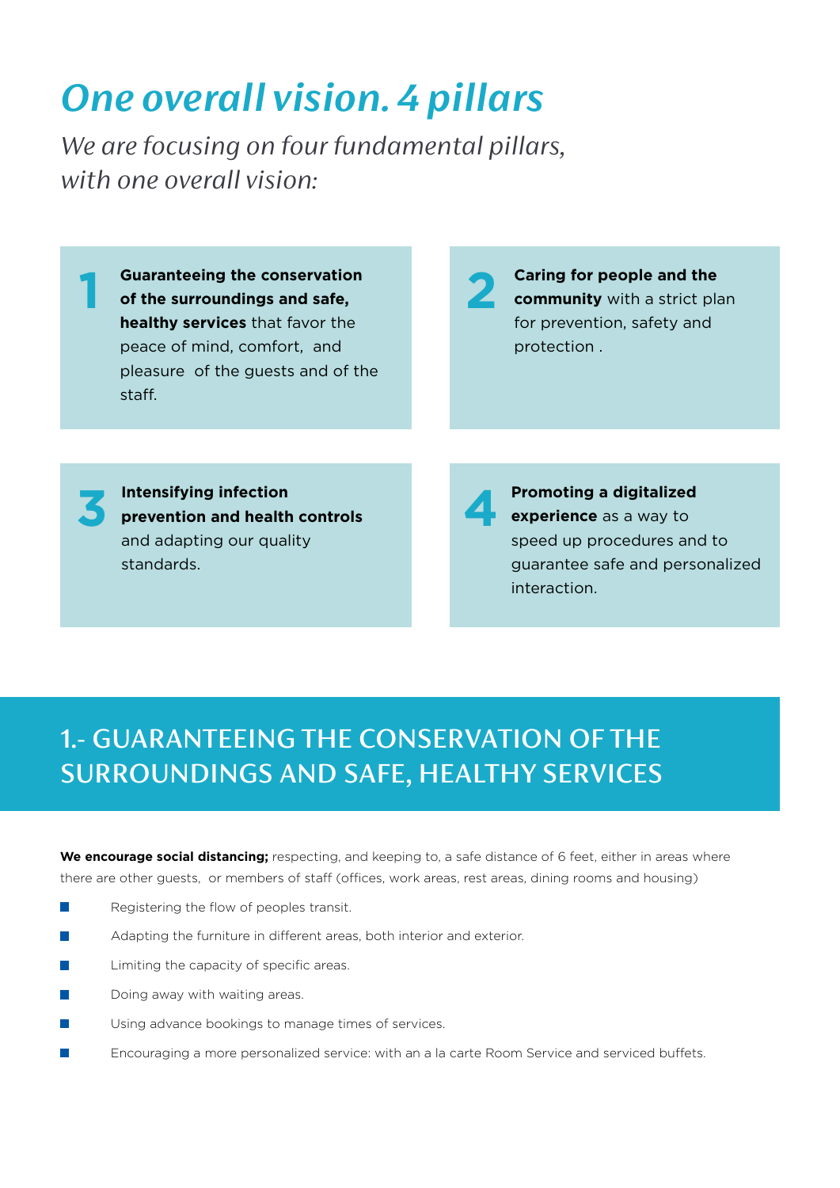# *One overall vision. 4 pillars*

*We are focusing on four fundamental pillars, with one overall vision:*

1. **Guaranteeing the conservation of the surroundings and safe, healthy services** that favor the peace of mind, comfort, and pleasure of the guests and of the staff.

2. **Caring for people and the community** with a strict plan for prevention, safety and protection .

3. **Intensifying infection prevention and health controls** and adapting our quality standards.

4. **Promoting a digitalized experience** as a way to speed up procedures and to guarantee safe and personalized interaction.

## 1.- GUARANTEEING THE CONSERVATION OF THE SURROUNDINGS AND SAFE, HEALTHY SERVICES

**We encourage social distancing;** respecting, and keeping to, a safe distance of 6 feet, either in areas where there are other guests, or members of staff (offices, work areas, rest areas, dining rooms and housing)

- Registering the flow of peoples transit.
- Adapting the furniture in different areas, both interior and exterior.
- Limiting the capacity of specific areas.
- Doing away with waiting areas.
- Using advance bookings to manage times of services.
- Encouraging a more personalized service: with an a la carte Room Service and serviced buffets.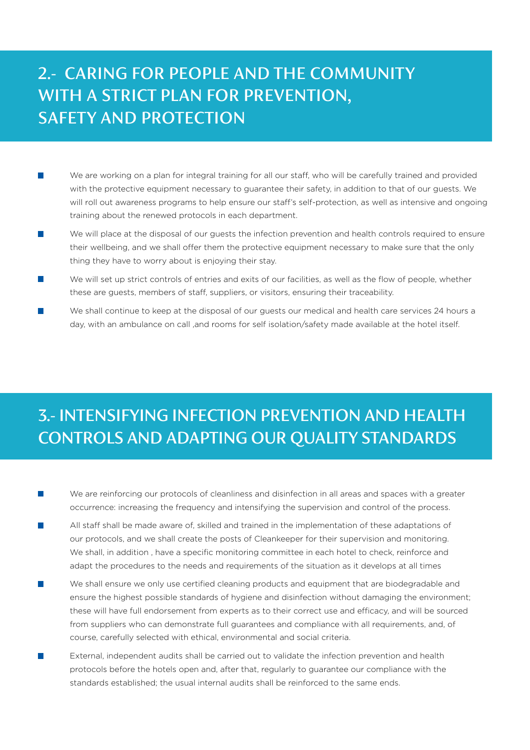## 2.- CARING FOR PEOPLE AND THE COMMUNITY WITH A STRICT PLAN FOR PREVENTION, SAFETY AND PROTECTION

- We are working on a plan for integral training for all our staff, who will be carefully trained and provided with the protective equipment necessary to guarantee their safety, in addition to that of our guests. We will roll out awareness programs to help ensure our staff's self-protection, as well as intensive and ongoing training about the renewed protocols in each department.
- We will place at the disposal of our guests the infection prevention and health controls required to ensure their wellbeing, and we shall offer them the protective equipment necessary to make sure that the only thing they have to worry about is enjoying their stay.
- We will set up strict controls of entries and exits of our facilities, as well as the flow of people, whether these are guests, members of staff, suppliers, or visitors, ensuring their traceability.
- We shall continue to keep at the disposal of our guests our medical and health care services 24 hours a day, with an ambulance on call ,and rooms for self isolation/safety made available at the hotel itself.

## 3.- INTENSIFYING INFECTION PREVENTION AND HEALTH CONTROLS AND ADAPTING OUR QUALITY STANDARDS

- We are reinforcing our protocols of cleanliness and disinfection in all areas and spaces with a greater occurrence: increasing the frequency and intensifying the supervision and control of the process.
- All staff shall be made aware of, skilled and trained in the implementation of these adaptations of our protocols, and we shall create the posts of Cleankeeper for their supervision and monitoring. We shall, in addition , have a specific monitoring committee in each hotel to check, reinforce and adapt the procedures to the needs and requirements of the situation as it develops at all times
- We shall ensure we only use certified cleaning products and equipment that are biodegradable and ensure the highest possible standards of hygiene and disinfection without damaging the environment; these will have full endorsement from experts as to their correct use and efficacy, and will be sourced from suppliers who can demonstrate full guarantees and compliance with all requirements, and, of course, carefully selected with ethical, environmental and social criteria.
- External, independent audits shall be carried out to validate the infection prevention and health protocols before the hotels open and, after that, regularly to guarantee our compliance with the standards established; the usual internal audits shall be reinforced to the same ends.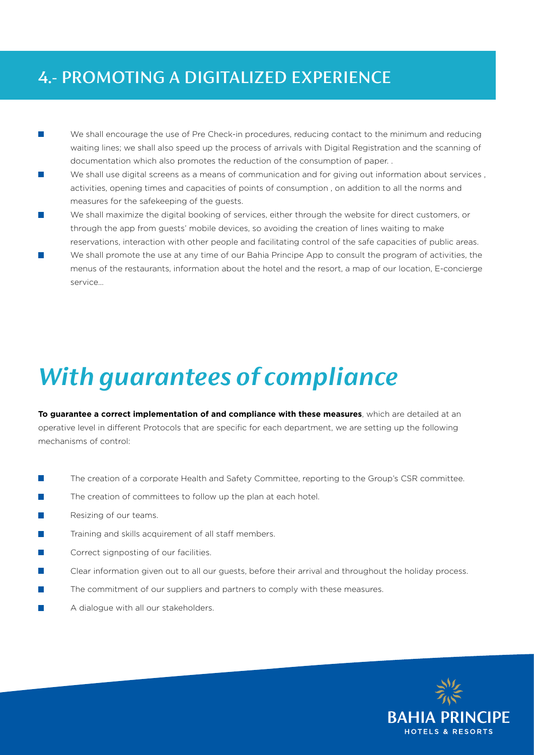## 4.- PROMOTING A DIGITALIZED EXPERIENCE

- We shall encourage the use of Pre Check-in procedures, reducing contact to the minimum and reducing waiting lines; we shall also speed up the process of arrivals with Digital Registration and the scanning of documentation which also promotes the reduction of the consumption of paper. .
- We shall use digital screens as a means of communication and for giving out information about services , activities, opening times and capacities of points of consumption , on addition to all the norms and measures for the safekeeping of the guests.
- We shall maximize the digital booking of services, either through the website for direct customers, or through the app from guests' mobile devices, so avoiding the creation of lines waiting to make reservations, interaction with other people and facilitating control of the safe capacities of public areas.
- We shall promote the use at any time of our Bahia Principe App to consult the program of activities, the menus of the restaurants, information about the hotel and the resort, a map of our location, E-concierge service...

# *With guarantees of compliance*

**To guarantee a correct implementation of and compliance with these measures**, which are detailed at an operative level in different Protocols that are specific for each department, we are setting up the following mechanisms of control:

- The creation of a corporate Health and Safety Committee, reporting to the Group's CSR committee.
- The creation of committees to follow up the plan at each hotel.
- Resizing of our teams.
- Training and skills acquirement of all staff members.
- Correct signposting of our facilities.
- Clear information given out to all our guests, before their arrival and throughout the holiday process.
- The commitment of our suppliers and partners to comply with these measures.
- A dialogue with all our stakeholders.

BAHIA PRINCIPE HOTELS & RESORTS